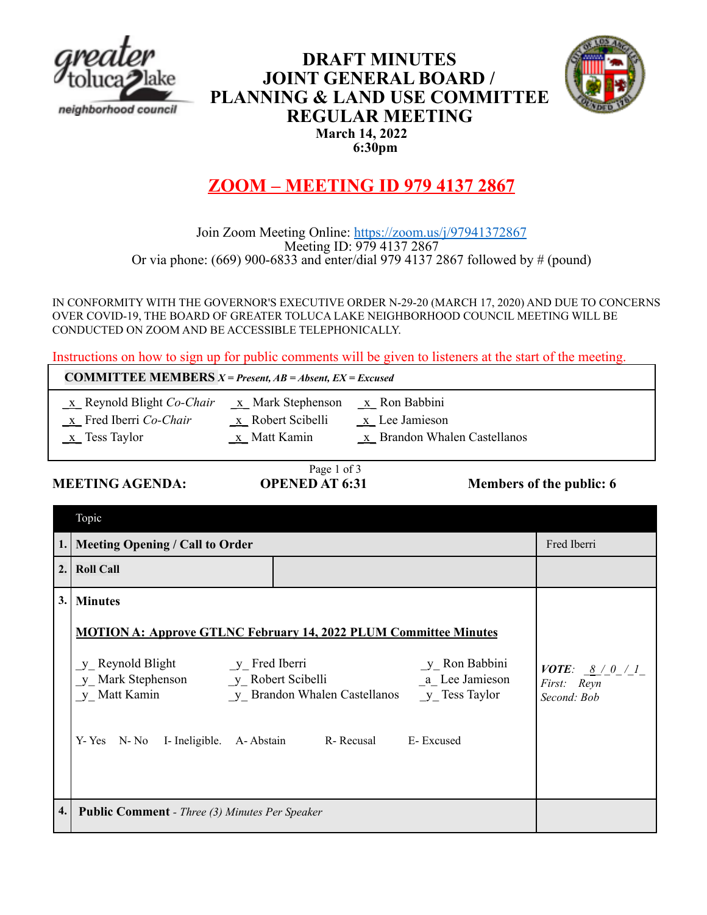# DRAFT MINUTES
# JOINT GENERAL BOARD / PLANNING & LAND USE COMMITTEE REGULAR MEETING

**March 14, 2022**
**6:30pm**

## ZOOM – MEETING ID 979 4137 2867

Join Zoom Meeting Online: https://zoom.us/j/97941372867
Meeting ID: 979 4137 2867
Or via phone: (669) 900-6833 and enter/dial 979 4137 2867 followed by # (pound)

IN CONFORMITY WITH THE GOVERNOR'S EXECUTIVE ORDER N-29-20 (MARCH 17, 2020) AND DUE TO CONCERNS OVER COVID-19, THE BOARD OF GREATER TOLUCA LAKE NEIGHBORHOOD COUNCIL MEETING WILL BE CONDUCTED ON ZOOM AND BE ACCESSIBLE TELEPHONICALLY.

Instructions on how to sign up for public comments will be given to listeners at the start of the meeting.

**COMMITTEE MEMBERS** ***X = Present, AB = Absent, EX = Excused***

| | | |
|---|---|---|
| _x_ Reynold Blight *Co-Chair* | _x_ Mark Stephenson | _x_ Ron Babbini |
| _x_ Fred Iberri *Co-Chair* | _x_ Robert Scibelli | _x_ Lee Jamieson |
| _x_ Tess Taylor | _x_ Matt Kamin | _x_ Brandon Whalen Castellanos |

**MEETING AGENDA:** **OPENED AT 6:31** **Members of the public: 6**

| | Topic | |
|---|---|---|
| 1. | **Meeting Opening / Call to Order** | Fred Iberri |
| 2. | **Roll Call** | |
| 3. | **Minutes**<br><br>**MOTION A: Approve GTLNC February 14, 2022 PLUM Committee Minutes**<br><br>_y_ Reynold Blight _y_ Fred Iberri _y_ Ron Babbini<br>_y_ Mark Stephenson _y_ Robert Scibelli _a_ Lee Jamieson<br>_y_ Matt Kamin _y_ Brandon Whalen Castellanos _y_ Tess Taylor<br><br>Y- Yes N- No I- Ineligible. A- Abstain R- Recusal E- Excused | ***VOTE***: _8_/_0_/_1_<br>*First: Reyn*<br>*Second: Bob* |
| 4. | **Public Comment** - *Three (3) Minutes Per Speaker* | |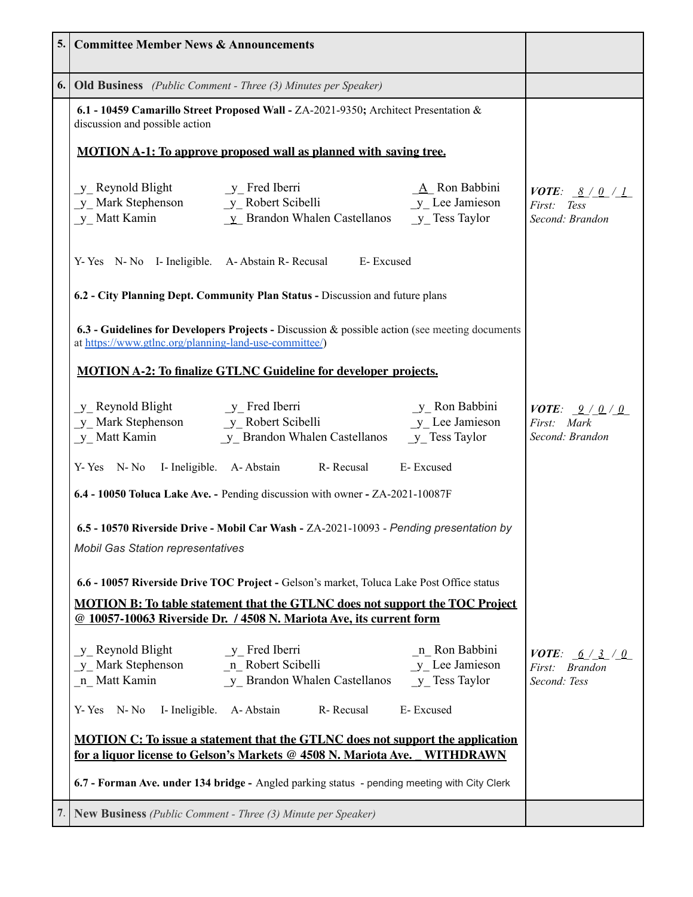| | | |
|---|---|---|
| **5.** | **Committee Member News & Announcements** | |
| **6.** | **Old Business** *(Public Comment - Three (3) Minutes per Speaker)* | |
| | **6.1 - 10459 Camarillo Street Proposed Wall -** ZA-2021-9350**;** Architect Presentation & discussion and possible action<br><br>**MOTION A-1: To approve proposed wall as planned with saving tree.**<br><br>_y_ Reynold Blight _y_ Fred Iberri _A_ Ron Babbini<br>_y_ Mark Stephenson _y_ Robert Scibelli _y_ Lee Jamieson<br>_y_ Matt Kamin _y_ Brandon Whalen Castellanos _y_ Tess Taylor<br><br>Y- Yes N- No I- Ineligible. A- Abstain R- Recusal E- Excused | ***VOTE***: _8_ / _0_ / _1_<br>*First: Tess*<br>*Second: Brandon* |
| | **6.2 - City Planning Dept. Community Plan Status -** Discussion and future plans<br><br>**6.3 - Guidelines for Developers Projects -** Discussion & possible action (see meeting documents at https://www.gtlnc.org/planning-land-use-committee/)<br><br>**MOTION A-2: To finalize GTLNC Guideline for developer projects.**<br><br>_y_ Reynold Blight _y_ Fred Iberri _y_ Ron Babbini<br>_y_ Mark Stephenson _y_ Robert Scibelli _y_ Lee Jamieson<br>_y_ Matt Kamin _y_ Brandon Whalen Castellanos _y_ Tess Taylor<br><br>Y- Yes N- No I- Ineligible. A- Abstain R- Recusal E- Excused | ***VOTE***: _9_ / _0_ / _0_<br>*First: Mark*<br>*Second: Brandon* |
| | **6.4 - 10050 Toluca Lake Ave. -** Pending discussion with owner **-** ZA-2021-10087F<br><br>**6.5 - 10570 Riverside Drive - Mobil Car Wash -** ZA-2021-10093 - *Pending presentation by Mobil Gas Station representatives*<br><br>**6.6 - 10057 Riverside Drive TOC Project -** Gelson's market, Toluca Lake Post Office status<br><br>**MOTION B: To table statement that the GTLNC does not support the TOC Project @ 10057-10063 Riverside Dr. / 4508 N. Mariota Ave, its current form**<br><br>_y_ Reynold Blight _y_ Fred Iberri _n_ Ron Babbini<br>_y_ Mark Stephenson _n_ Robert Scibelli _y_ Lee Jamieson<br>_n_ Matt Kamin _y_ Brandon Whalen Castellanos _y_ Tess Taylor<br><br>Y- Yes N- No I- Ineligible. A- Abstain R- Recusal E- Excused | ***VOTE***: _6_ / _3_ / _0_<br>*First: Brandon*<br>*Second: Tess* |
| | **MOTION C: To issue a statement that the GTLNC does not support the application for a liquor license to Gelson's Markets @ 4508 N. Mariota Ave. _ WITHDRAWN**<br><br>**6.7 - Forman Ave. under 134 bridge -** Angled parking status - pending meeting with City Clerk | |
| **7.** | **New Business** *(Public Comment - Three (3) Minute per Speaker)* | |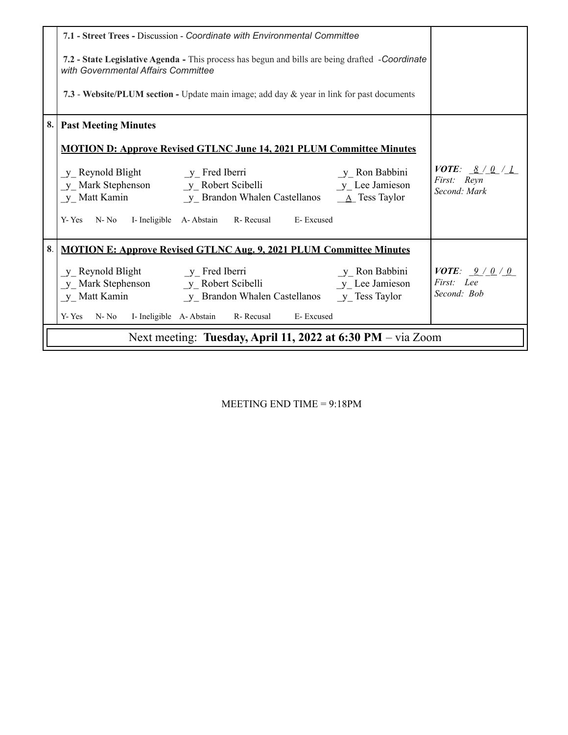| | | |
|---|---|---|
| | **7.1 - Street Trees -** Discussion - *Coordinate with Environmental Committee*<br><br>**7.2 - State Legislative Agenda -** This process has begun and bills are being drafted -*Coordinate with Governmental Affairs Committee*<br><br>**7.3** - **Website/PLUM section -** Update main image; add day & year in link for past documents | |
| **8.** | **Past Meeting Minutes**<br><br>**MOTION D: Approve Revised GTLNC June 14, 2021 PLUM Committee Minutes**<br><br>_y_ Reynold Blight &nbsp;&nbsp; _y_ Fred Iberri &nbsp;&nbsp; _y_ Ron Babbini<br>_y_ Mark Stephenson &nbsp;&nbsp; _y_ Robert Scibelli &nbsp;&nbsp; _y_ Lee Jamieson<br>_y_ Matt Kamin &nbsp;&nbsp; _y_ Brandon Whalen Castellanos &nbsp;&nbsp; _A_ Tess Taylor<br><br>Y- Yes &nbsp; N- No &nbsp; I- Ineligible &nbsp; A- Abstain &nbsp; R- Recusal &nbsp; E- Excused | ***VOTE**: _8_ / _0_ / _1_*<br>*First: Reyn*<br>*Second: Mark* |
| **8**. | **MOTION E: Approve Revised GTLNC Aug. 9, 2021 PLUM Committee Minutes**<br><br>_y_ Reynold Blight &nbsp;&nbsp; _y_ Fred Iberri &nbsp;&nbsp; _y_ Ron Babbini<br>_y_ Mark Stephenson &nbsp;&nbsp; _y_ Robert Scibelli &nbsp;&nbsp; _y_ Lee Jamieson<br>_y_ Matt Kamin &nbsp;&nbsp; _y_ Brandon Whalen Castellanos &nbsp;&nbsp; _y_ Tess Taylor<br><br>Y- Yes &nbsp; N- No &nbsp; I- Ineligible &nbsp; A- Abstain &nbsp; R- Recusal &nbsp; E- Excused | ***VOTE**: _9_ / _0_ / _0_*<br>*First: Lee*<br>*Second: Bob* |

Next meeting: **Tuesday, April 11, 2022 at 6:30 PM** – via Zoom

MEETING END TIME = 9:18PM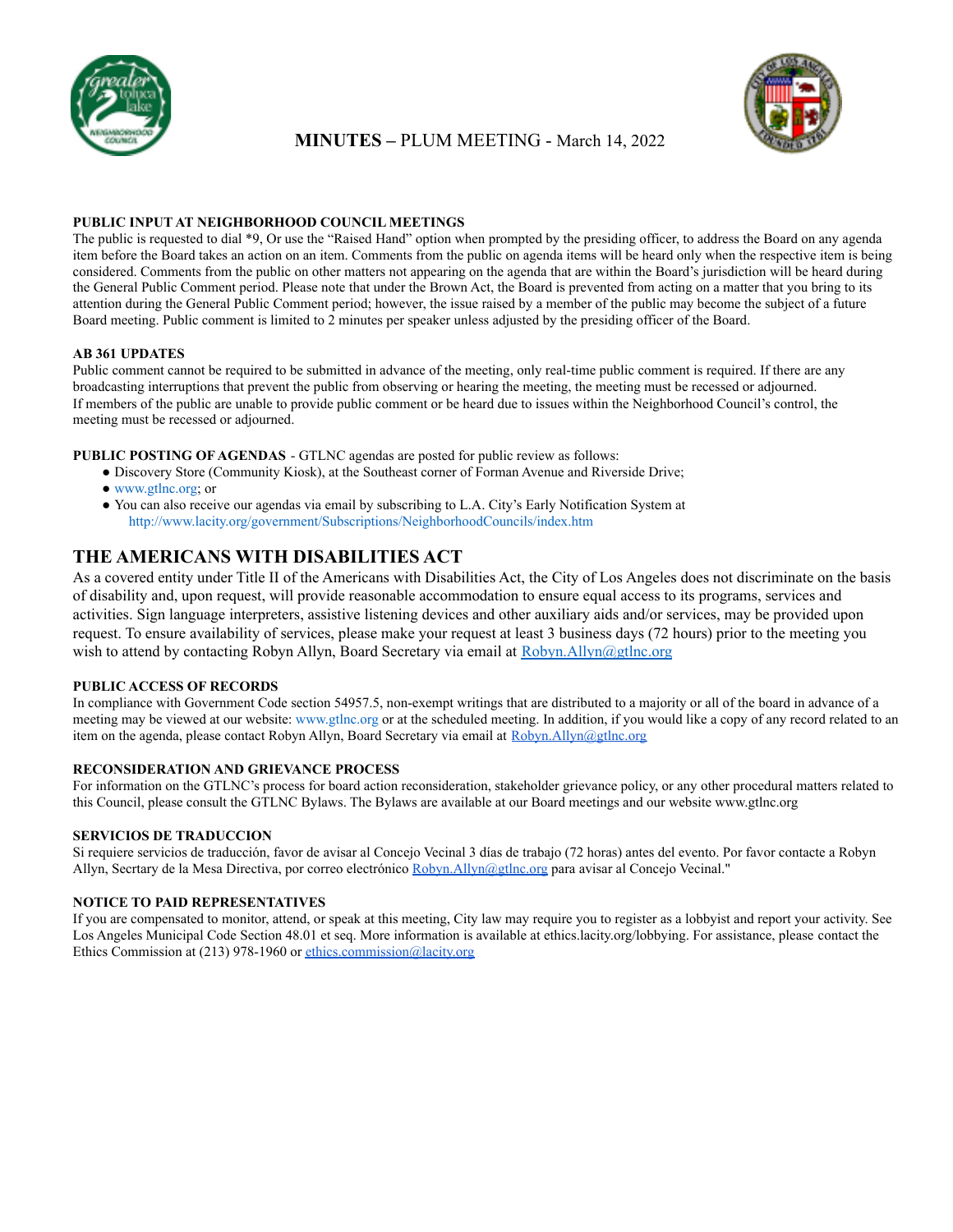**MINUTES –** PLUM MEETING - March 14, 2022

**PUBLIC INPUT AT NEIGHBORHOOD COUNCIL MEETINGS**
The public is requested to dial *9, Or use the "Raised Hand" option when prompted by the presiding officer, to address the Board on any agenda item before the Board takes an action on an item. Comments from the public on agenda items will be heard only when the respective item is being considered. Comments from the public on other matters not appearing on the agenda that are within the Board's jurisdiction will be heard during the General Public Comment period. Please note that under the Brown Act, the Board is prevented from acting on a matter that you bring to its attention during the General Public Comment period; however, the issue raised by a member of the public may become the subject of a future Board meeting. Public comment is limited to 2 minutes per speaker unless adjusted by the presiding officer of the Board.

**AB 361 UPDATES**
Public comment cannot be required to be submitted in advance of the meeting, only real-time public comment is required. If there are any broadcasting interruptions that prevent the public from observing or hearing the meeting, the meeting must be recessed or adjourned.
If members of the public are unable to provide public comment or be heard due to issues within the Neighborhood Council's control, the meeting must be recessed or adjourned.

**PUBLIC POSTING OF AGENDAS** - GTLNC agendas are posted for public review as follows:

- Discovery Store (Community Kiosk), at the Southeast corner of Forman Avenue and Riverside Drive;
- www.gtlnc.org; or
- You can also receive our agendas via email by subscribing to L.A. City's Early Notification System at http://www.lacity.org/government/Subscriptions/NeighborhoodCouncils/index.htm

## THE AMERICANS WITH DISABILITIES ACT

As a covered entity under Title II of the Americans with Disabilities Act, the City of Los Angeles does not discriminate on the basis of disability and, upon request, will provide reasonable accommodation to ensure equal access to its programs, services and activities. Sign language interpreters, assistive listening devices and other auxiliary aids and/or services, may be provided upon request. To ensure availability of services, please make your request at least 3 business days (72 hours) prior to the meeting you wish to attend by contacting Robyn Allyn, Board Secretary via email at Robyn.Allyn@gtlnc.org

**PUBLIC ACCESS OF RECORDS**
In compliance with Government Code section 54957.5, non-exempt writings that are distributed to a majority or all of the board in advance of a meeting may be viewed at our website: www.gtlnc.org or at the scheduled meeting. In addition, if you would like a copy of any record related to an item on the agenda, please contact Robyn Allyn, Board Secretary via email at Robyn.Allyn@gtlnc.org

**RECONSIDERATION AND GRIEVANCE PROCESS**
For information on the GTLNC's process for board action reconsideration, stakeholder grievance policy, or any other procedural matters related to this Council, please consult the GTLNC Bylaws. The Bylaws are available at our Board meetings and our website www.gtlnc.org

**SERVICIOS DE TRADUCCION**
Si requiere servicios de traducción, favor de avisar al Concejo Vecinal 3 días de trabajo (72 horas) antes del evento. Por favor contacte a Robyn Allyn, Secrtary de la Mesa Directiva, por correo electrónico Robyn.Allyn@gtlnc.org para avisar al Concejo Vecinal."

**NOTICE TO PAID REPRESENTATIVES**
If you are compensated to monitor, attend, or speak at this meeting, City law may require you to register as a lobbyist and report your activity. See Los Angeles Municipal Code Section 48.01 et seq. More information is available at ethics.lacity.org/lobbying. For assistance, please contact the Ethics Commission at (213) 978-1960 or ethics.commission@lacity.org